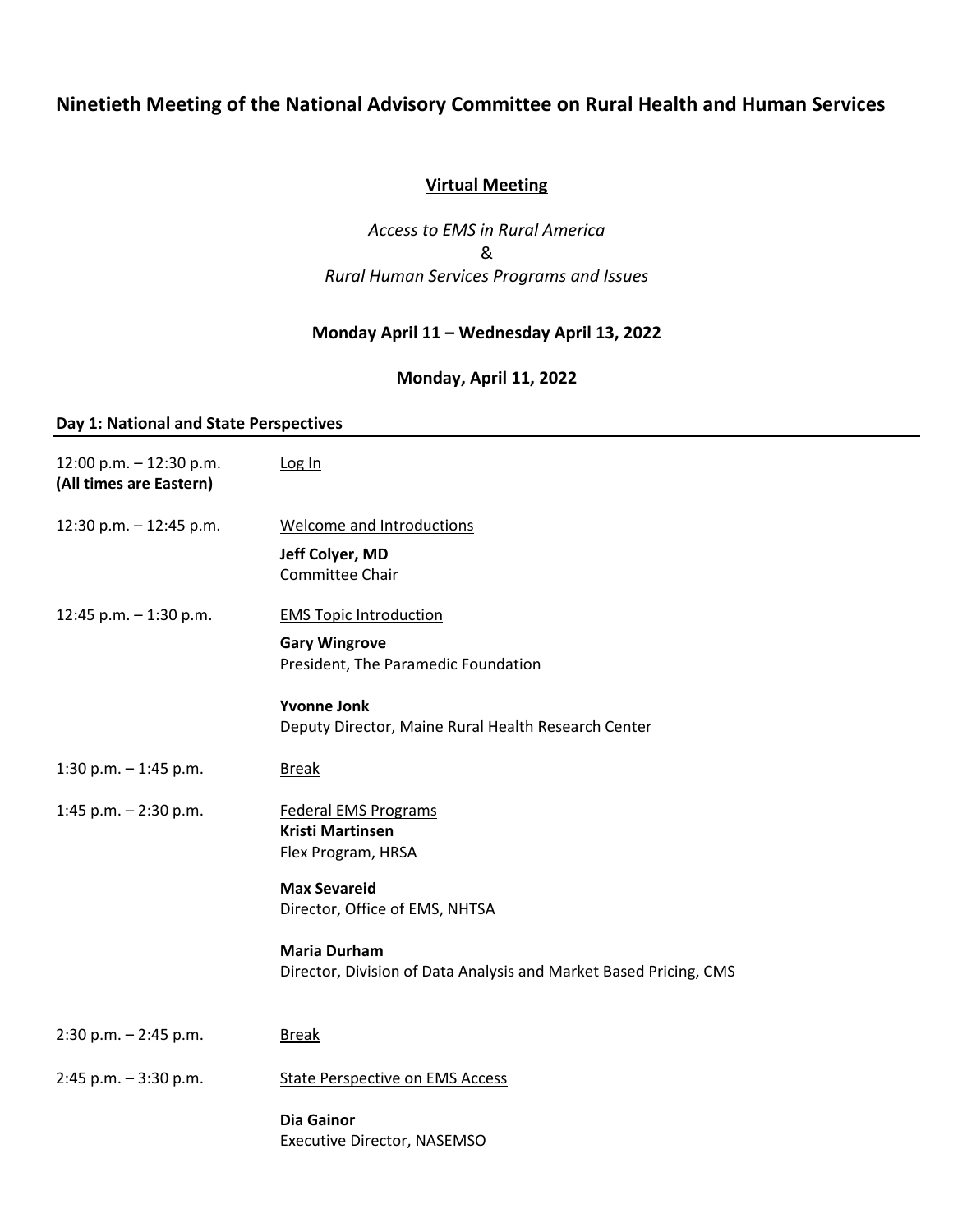# Ninetieth Meeting of the National Advisory Committee on Rural Health and Human Services

**Virtual Meeting**

*Access to EMS in Rural America*
&
*Rural Human Services Programs and Issues*

**Monday April 11 – Wednesday April 13, 2022**

**Monday, April 11, 2022**

## Day 1: National and State Perspectives

12:00 p.m. – 12:30 p.m. **(All times are Eastern)**
Log In

12:30 p.m. – 12:45 p.m.
Welcome and Introductions

**Jeff Colyer, MD**
Committee Chair

12:45 p.m. – 1:30 p.m.
EMS Topic Introduction

**Gary Wingrove**
President, The Paramedic Foundation

**Yvonne Jonk**
Deputy Director, Maine Rural Health Research Center

1:30 p.m. – 1:45 p.m.
Break

1:45 p.m. – 2:30 p.m.
Federal EMS Programs

**Kristi Martinsen**
Flex Program, HRSA

**Max Sevareid**
Director, Office of EMS, NHTSA

**Maria Durham**
Director, Division of Data Analysis and Market Based Pricing, CMS

2:30 p.m. – 2:45 p.m.
Break

2:45 p.m. – 3:30 p.m.
State Perspective on EMS Access

**Dia Gainor**
Executive Director, NASEMSO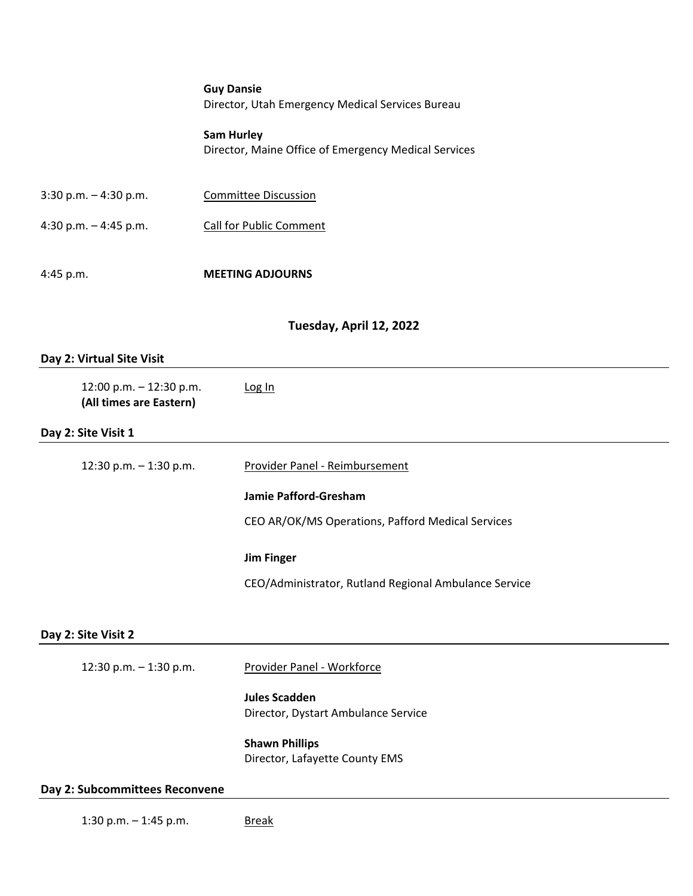**Guy Dansie**
Director, Utah Emergency Medical Services Bureau

**Sam Hurley**
Director, Maine Office of Emergency Medical Services

3:30 p.m. – 4:30 p.m. Committee Discussion

4:30 p.m. – 4:45 p.m. Call for Public Comment

4:45 p.m. **MEETING ADJOURNS**

## Tuesday, April 12, 2022

### Day 2: Virtual Site Visit

12:00 p.m. – 12:30 p.m. Log In
**(All times are Eastern)**

### Day 2: Site Visit 1

12:30 p.m. – 1:30 p.m. Provider Panel - Reimbursement

**Jamie Pafford-Gresham**

CEO AR/OK/MS Operations, Pafford Medical Services

**Jim Finger**

CEO/Administrator, Rutland Regional Ambulance Service

### Day 2: Site Visit 2

12:30 p.m. – 1:30 p.m. Provider Panel - Workforce

**Jules Scadden**
Director, Dystart Ambulance Service

**Shawn Phillips**
Director, Lafayette County EMS

### Day 2: Subcommittees Reconvene

1:30 p.m. – 1:45 p.m. Break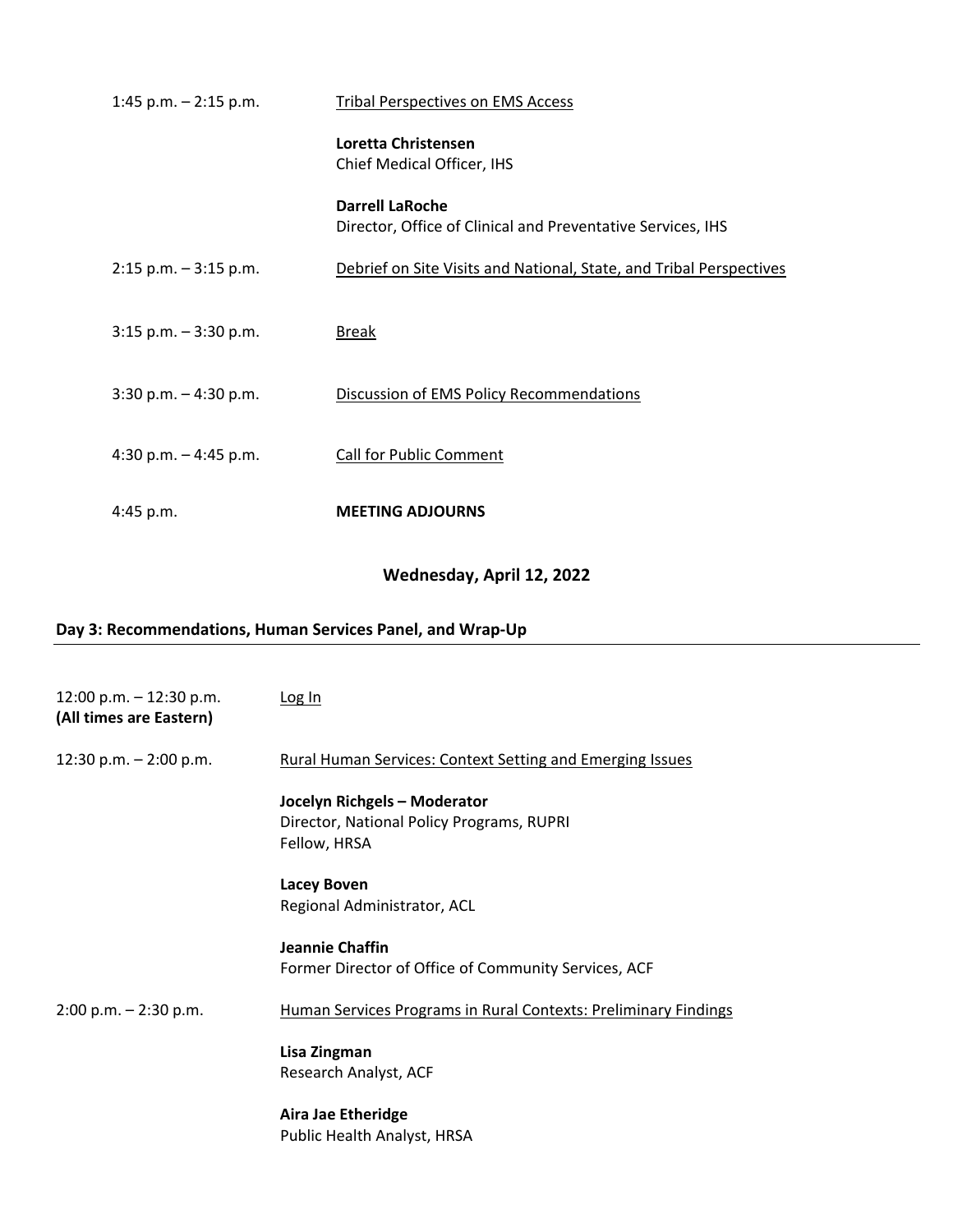1:45 p.m. – 2:15 p.m. — Tribal Perspectives on EMS Access

**Loretta Christensen**
Chief Medical Officer, IHS

**Darrell LaRoche**
Director, Office of Clinical and Preventative Services, IHS

2:15 p.m. – 3:15 p.m. — Debrief on Site Visits and National, State, and Tribal Perspectives

3:15 p.m. – 3:30 p.m. — Break

3:30 p.m. – 4:30 p.m. — Discussion of EMS Policy Recommendations

4:30 p.m. – 4:45 p.m. — Call for Public Comment

4:45 p.m. — **MEETING ADJOURNS**

## Wednesday, April 12, 2022

### Day 3: Recommendations, Human Services Panel, and Wrap-Up

12:00 p.m. – 12:30 p.m. **(All times are Eastern)** — Log In

12:30 p.m. – 2:00 p.m. — Rural Human Services: Context Setting and Emerging Issues

**Jocelyn Richgels – Moderator**
Director, National Policy Programs, RUPRI
Fellow, HRSA

**Lacey Boven**
Regional Administrator, ACL

**Jeannie Chaffin**
Former Director of Office of Community Services, ACF

2:00 p.m. – 2:30 p.m. — Human Services Programs in Rural Contexts: Preliminary Findings

**Lisa Zingman**
Research Analyst, ACF

**Aira Jae Etheridge**
Public Health Analyst, HRSA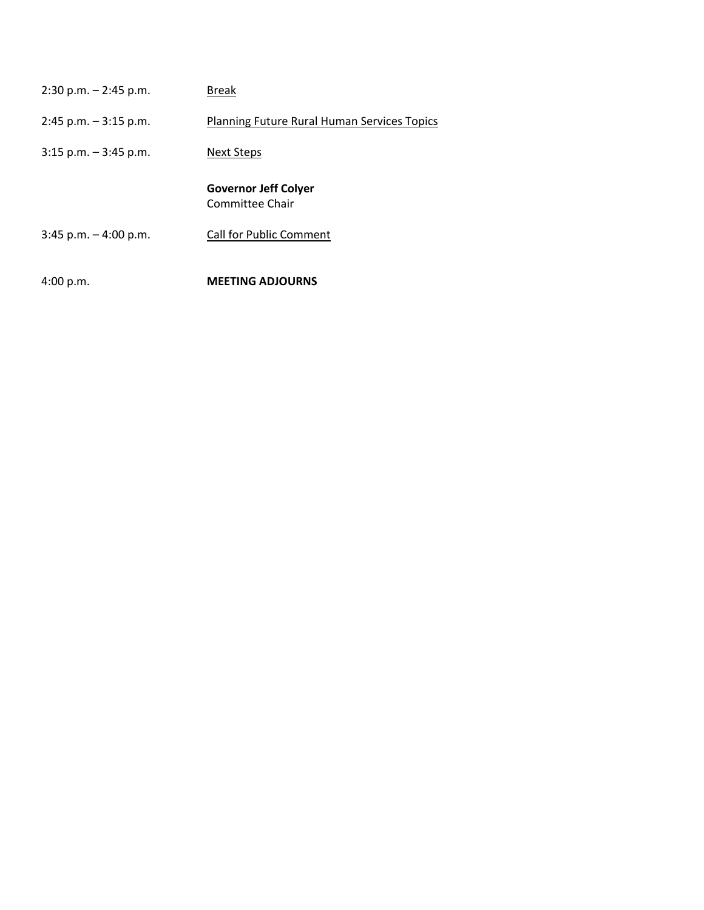| | |
|---|---|
| 2:30 p.m. – 2:45 p.m. | Break |
| 2:45 p.m. – 3:15 p.m. | Planning Future Rural Human Services Topics |
| 3:15 p.m. – 3:45 p.m. | Next Steps<br><br>**Governor Jeff Colyer**<br>Committee Chair |
| 3:45 p.m. – 4:00 p.m. | Call for Public Comment |
| 4:00 p.m. | **MEETING ADJOURNS** |